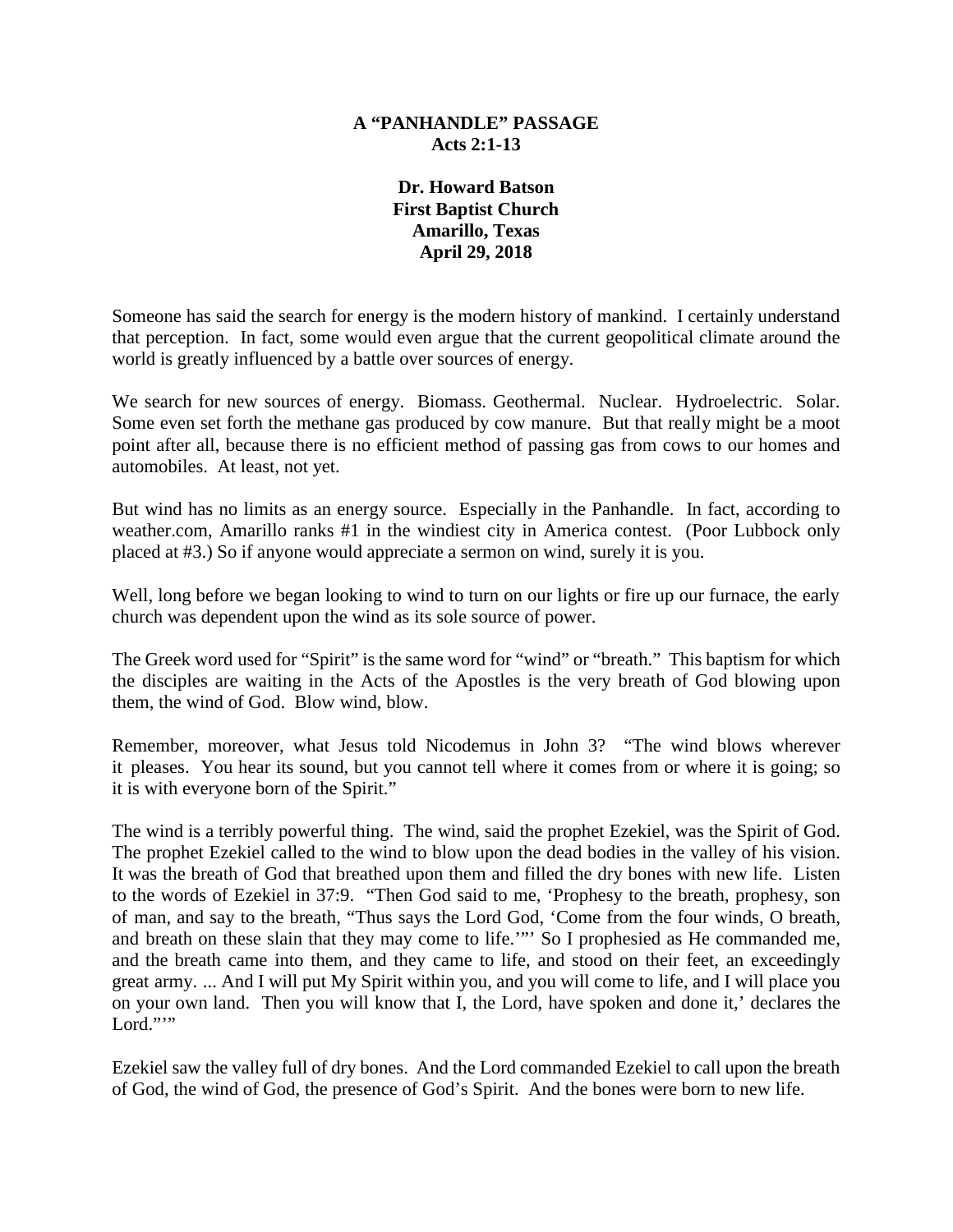# A "PANHANDLE" PASSAGE
## Acts 2:1-13

**Dr. Howard Batson**
**First Baptist Church**
**Amarillo, Texas**
**April 29, 2018**

Someone has said the search for energy is the modern history of mankind. I certainly understand that perception. In fact, some would even argue that the current geopolitical climate around the world is greatly influenced by a battle over sources of energy.

We search for new sources of energy. Biomass. Geothermal. Nuclear. Hydroelectric. Solar. Some even set forth the methane gas produced by cow manure. But that really might be a moot point after all, because there is no efficient method of passing gas from cows to our homes and automobiles. At least, not yet.

But wind has no limits as an energy source. Especially in the Panhandle. In fact, according to weather.com, Amarillo ranks #1 in the windiest city in America contest. (Poor Lubbock only placed at #3.) So if anyone would appreciate a sermon on wind, surely it is you.

Well, long before we began looking to wind to turn on our lights or fire up our furnace, the early church was dependent upon the wind as its sole source of power.

The Greek word used for "Spirit" is the same word for "wind" or "breath." This baptism for which the disciples are waiting in the Acts of the Apostles is the very breath of God blowing upon them, the wind of God. Blow wind, blow.

Remember, moreover, what Jesus told Nicodemus in John 3? "The wind blows wherever it pleases. You hear its sound, but you cannot tell where it comes from or where it is going; so it is with everyone born of the Spirit."

The wind is a terribly powerful thing. The wind, said the prophet Ezekiel, was the Spirit of God. The prophet Ezekiel called to the wind to blow upon the dead bodies in the valley of his vision. It was the breath of God that breathed upon them and filled the dry bones with new life. Listen to the words of Ezekiel in 37:9. "Then God said to me, 'Prophesy to the breath, prophesy, son of man, and say to the breath, "Thus says the Lord God, 'Come from the four winds, O breath, and breath on these slain that they may come to life.'"' So I prophesied as He commanded me, and the breath came into them, and they came to life, and stood on their feet, an exceedingly great army. ... And I will put My Spirit within you, and you will come to life, and I will place you on your own land. Then you will know that I, the Lord, have spoken and done it,' declares the Lord."'"

Ezekiel saw the valley full of dry bones. And the Lord commanded Ezekiel to call upon the breath of God, the wind of God, the presence of God's Spirit. And the bones were born to new life.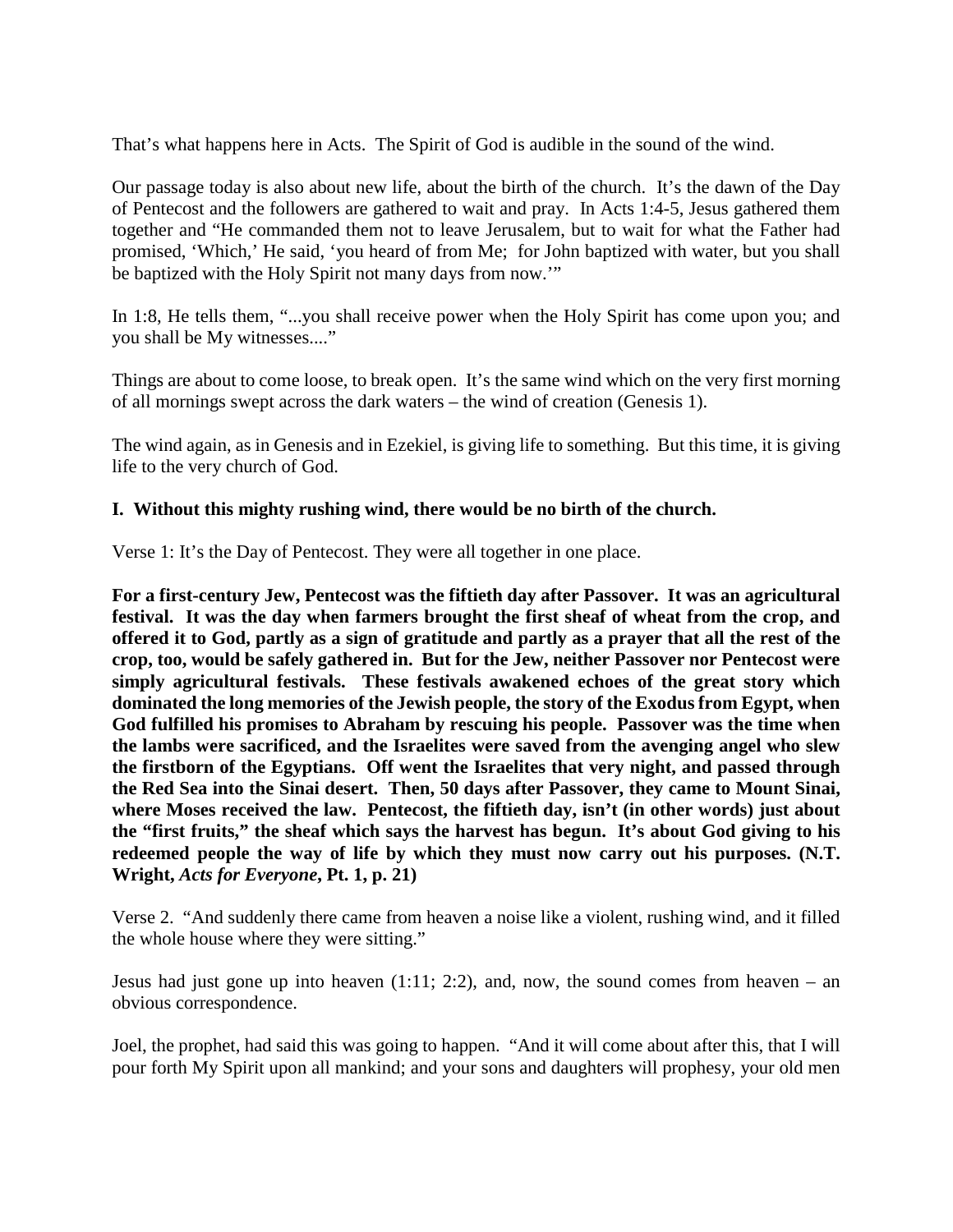That's what happens here in Acts. The Spirit of God is audible in the sound of the wind.

Our passage today is also about new life, about the birth of the church. It's the dawn of the Day of Pentecost and the followers are gathered to wait and pray. In Acts 1:4-5, Jesus gathered them together and "He commanded them not to leave Jerusalem, but to wait for what the Father had promised, 'Which,' He said, 'you heard of from Me; for John baptized with water, but you shall be baptized with the Holy Spirit not many days from now.'"

In 1:8, He tells them, "...you shall receive power when the Holy Spirit has come upon you; and you shall be My witnesses...."

Things are about to come loose, to break open. It's the same wind which on the very first morning of all mornings swept across the dark waters – the wind of creation (Genesis 1).

The wind again, as in Genesis and in Ezekiel, is giving life to something. But this time, it is giving life to the very church of God.

**I. Without this mighty rushing wind, there would be no birth of the church.**

Verse 1: It's the Day of Pentecost. They were all together in one place.

**For a first-century Jew, Pentecost was the fiftieth day after Passover. It was an agricultural festival. It was the day when farmers brought the first sheaf of wheat from the crop, and offered it to God, partly as a sign of gratitude and partly as a prayer that all the rest of the crop, too, would be safely gathered in. But for the Jew, neither Passover nor Pentecost were simply agricultural festivals. These festivals awakened echoes of the great story which dominated the long memories of the Jewish people, the story of the Exodus from Egypt, when God fulfilled his promises to Abraham by rescuing his people. Passover was the time when the lambs were sacrificed, and the Israelites were saved from the avenging angel who slew the firstborn of the Egyptians. Off went the Israelites that very night, and passed through the Red Sea into the Sinai desert. Then, 50 days after Passover, they came to Mount Sinai, where Moses received the law. Pentecost, the fiftieth day, isn't (in other words) just about the "first fruits," the sheaf which says the harvest has begun. It's about God giving to his redeemed people the way of life by which they must now carry out his purposes. (N.T. Wright, *Acts for Everyone*, Pt. 1, p. 21)**

Verse 2. "And suddenly there came from heaven a noise like a violent, rushing wind, and it filled the whole house where they were sitting."

Jesus had just gone up into heaven (1:11; 2:2), and, now, the sound comes from heaven – an obvious correspondence.

Joel, the prophet, had said this was going to happen. "And it will come about after this, that I will pour forth My Spirit upon all mankind; and your sons and daughters will prophesy, your old men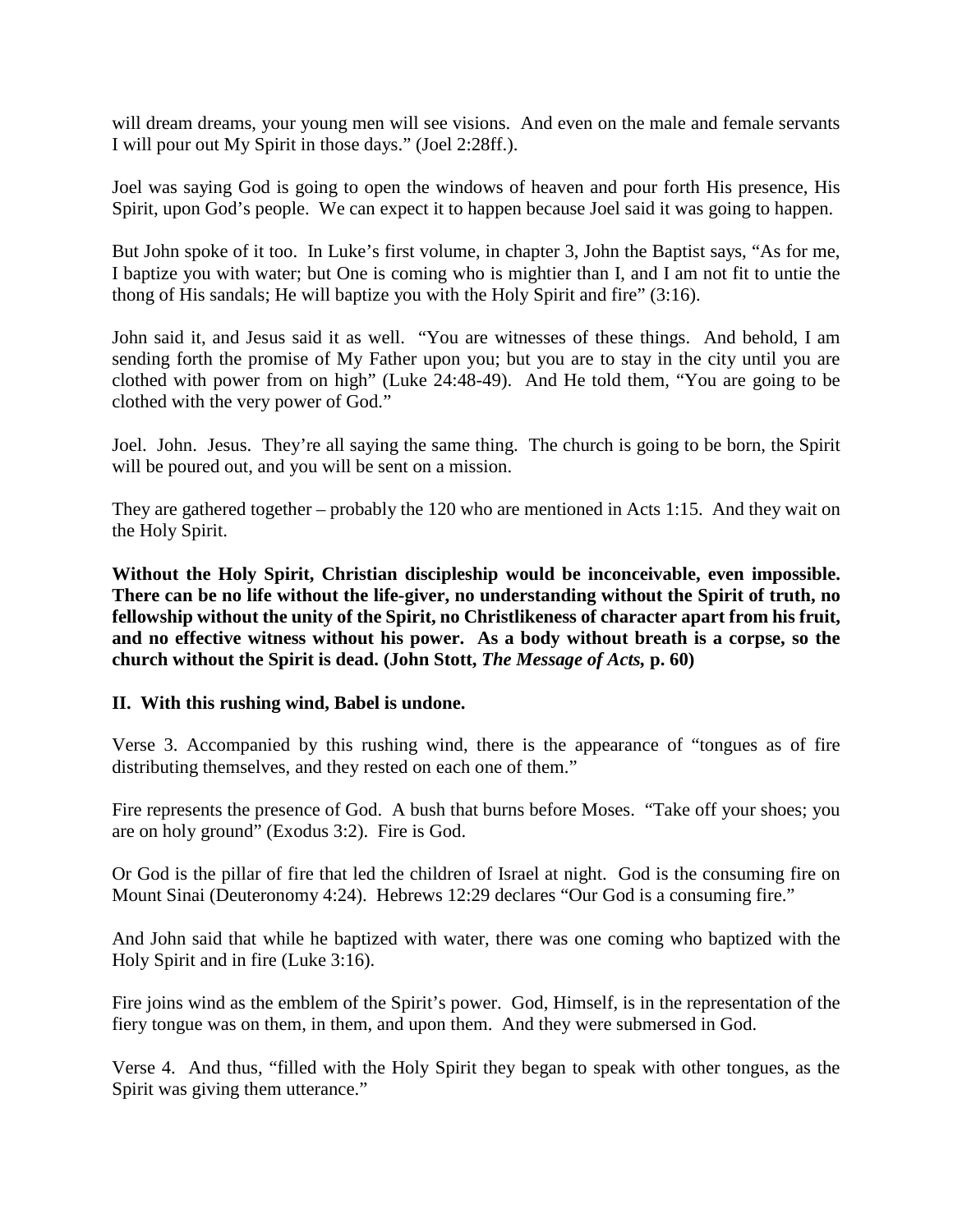will dream dreams, your young men will see visions. And even on the male and female servants I will pour out My Spirit in those days." (Joel 2:28ff.).

Joel was saying God is going to open the windows of heaven and pour forth His presence, His Spirit, upon God's people. We can expect it to happen because Joel said it was going to happen.

But John spoke of it too. In Luke's first volume, in chapter 3, John the Baptist says, "As for me, I baptize you with water; but One is coming who is mightier than I, and I am not fit to untie the thong of His sandals; He will baptize you with the Holy Spirit and fire" (3:16).

John said it, and Jesus said it as well. "You are witnesses of these things. And behold, I am sending forth the promise of My Father upon you; but you are to stay in the city until you are clothed with power from on high" (Luke 24:48-49). And He told them, "You are going to be clothed with the very power of God."

Joel. John. Jesus. They're all saying the same thing. The church is going to be born, the Spirit will be poured out, and you will be sent on a mission.

They are gathered together – probably the 120 who are mentioned in Acts 1:15. And they wait on the Holy Spirit.

**Without the Holy Spirit, Christian discipleship would be inconceivable, even impossible. There can be no life without the life-giver, no understanding without the Spirit of truth, no fellowship without the unity of the Spirit, no Christlikeness of character apart from his fruit, and no effective witness without his power. As a body without breath is a corpse, so the church without the Spirit is dead. (John Stott, *The Message of Acts*, p. 60)**

**II. With this rushing wind, Babel is undone.**

Verse 3. Accompanied by this rushing wind, there is the appearance of "tongues as of fire distributing themselves, and they rested on each one of them."

Fire represents the presence of God. A bush that burns before Moses. "Take off your shoes; you are on holy ground" (Exodus 3:2). Fire is God.

Or God is the pillar of fire that led the children of Israel at night. God is the consuming fire on Mount Sinai (Deuteronomy 4:24). Hebrews 12:29 declares "Our God is a consuming fire."

And John said that while he baptized with water, there was one coming who baptized with the Holy Spirit and in fire (Luke 3:16).

Fire joins wind as the emblem of the Spirit's power. God, Himself, is in the representation of the fiery tongue was on them, in them, and upon them. And they were submersed in God.

Verse 4. And thus, "filled with the Holy Spirit they began to speak with other tongues, as the Spirit was giving them utterance."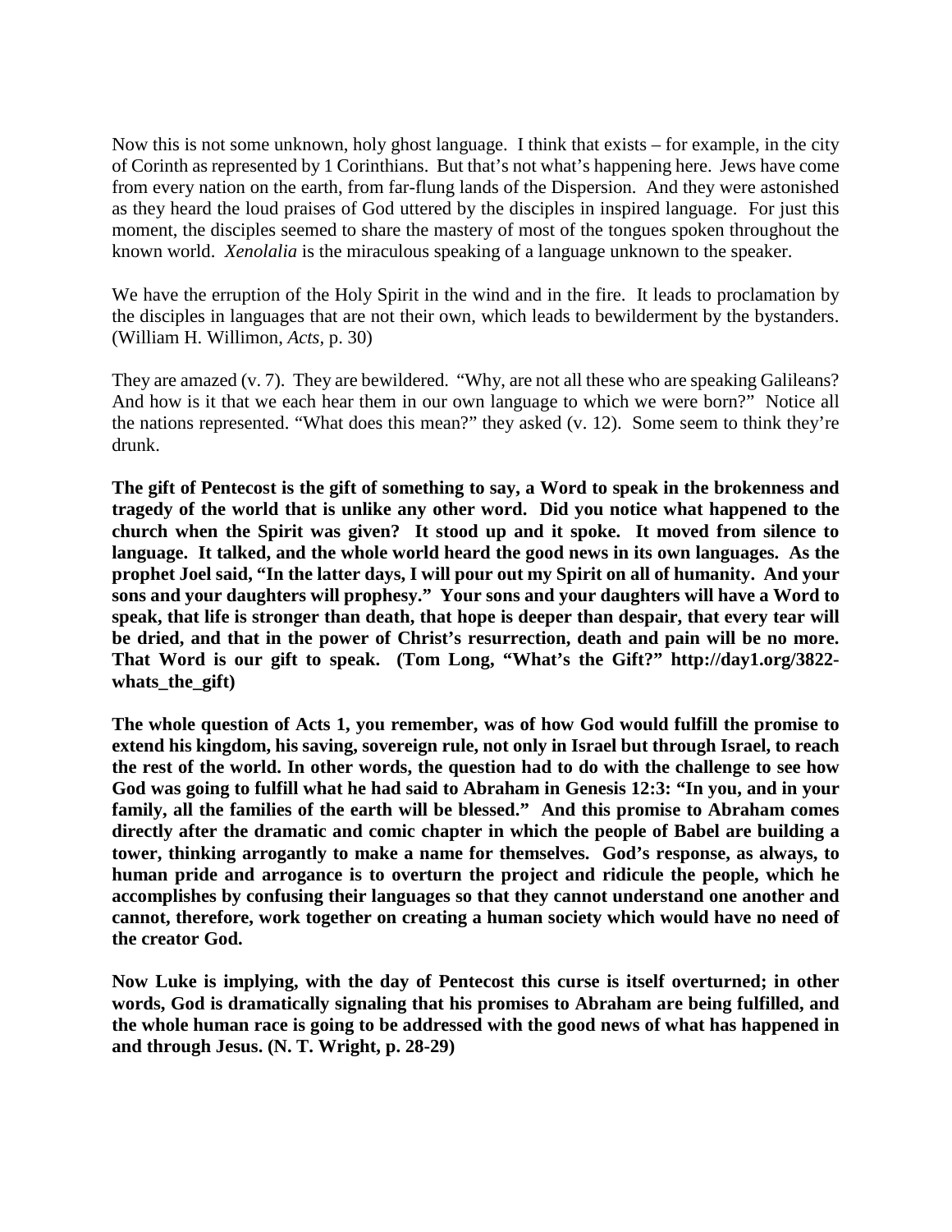Now this is not some unknown, holy ghost language. I think that exists – for example, in the city of Corinth as represented by 1 Corinthians. But that's not what's happening here. Jews have come from every nation on the earth, from far-flung lands of the Dispersion. And they were astonished as they heard the loud praises of God uttered by the disciples in inspired language. For just this moment, the disciples seemed to share the mastery of most of the tongues spoken throughout the known world. *Xenolalia* is the miraculous speaking of a language unknown to the speaker.

We have the erruption of the Holy Spirit in the wind and in the fire. It leads to proclamation by the disciples in languages that are not their own, which leads to bewilderment by the bystanders. (William H. Willimon, *Acts*, p. 30)

They are amazed (v. 7). They are bewildered. "Why, are not all these who are speaking Galileans? And how is it that we each hear them in our own language to which we were born?" Notice all the nations represented. "What does this mean?" they asked (v. 12). Some seem to think they're drunk.

**The gift of Pentecost is the gift of something to say, a Word to speak in the brokenness and tragedy of the world that is unlike any other word. Did you notice what happened to the church when the Spirit was given? It stood up and it spoke. It moved from silence to language. It talked, and the whole world heard the good news in its own languages. As the prophet Joel said, "In the latter days, I will pour out my Spirit on all of humanity. And your sons and your daughters will prophesy." Your sons and your daughters will have a Word to speak, that life is stronger than death, that hope is deeper than despair, that every tear will be dried, and that in the power of Christ's resurrection, death and pain will be no more. That Word is our gift to speak. (Tom Long, "What's the Gift?" http://day1.org/3822-whats_the_gift)**

**The whole question of Acts 1, you remember, was of how God would fulfill the promise to extend his kingdom, his saving, sovereign rule, not only in Israel but through Israel, to reach the rest of the world. In other words, the question had to do with the challenge to see how God was going to fulfill what he had said to Abraham in Genesis 12:3: "In you, and in your family, all the families of the earth will be blessed." And this promise to Abraham comes directly after the dramatic and comic chapter in which the people of Babel are building a tower, thinking arrogantly to make a name for themselves. God's response, as always, to human pride and arrogance is to overturn the project and ridicule the people, which he accomplishes by confusing their languages so that they cannot understand one another and cannot, therefore, work together on creating a human society which would have no need of the creator God.**

**Now Luke is implying, with the day of Pentecost this curse is itself overturned; in other words, God is dramatically signaling that his promises to Abraham are being fulfilled, and the whole human race is going to be addressed with the good news of what has happened in and through Jesus. (N. T. Wright, p. 28-29)**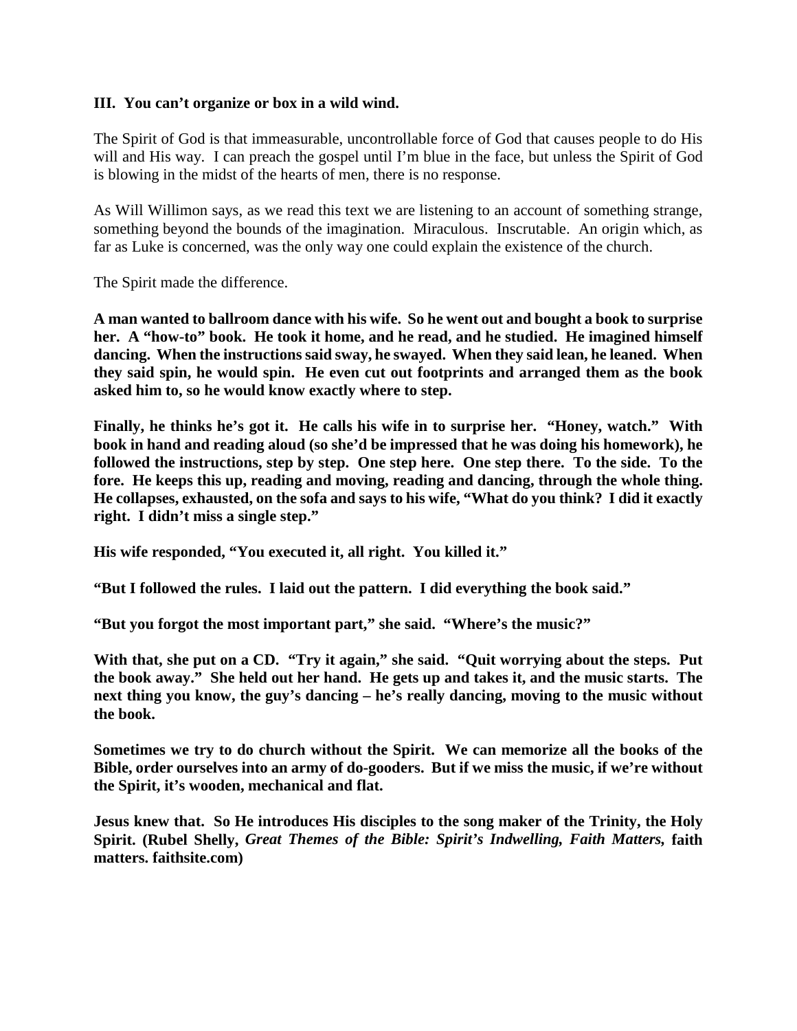**III. You can't organize or box in a wild wind.**

The Spirit of God is that immeasurable, uncontrollable force of God that causes people to do His will and His way. I can preach the gospel until I'm blue in the face, but unless the Spirit of God is blowing in the midst of the hearts of men, there is no response.

As Will Willimon says, as we read this text we are listening to an account of something strange, something beyond the bounds of the imagination. Miraculous. Inscrutable. An origin which, as far as Luke is concerned, was the only way one could explain the existence of the church.

The Spirit made the difference.

**A man wanted to ballroom dance with his wife. So he went out and bought a book to surprise her. A "how-to" book. He took it home, and he read, and he studied. He imagined himself dancing. When the instructions said sway, he swayed. When they said lean, he leaned. When they said spin, he would spin. He even cut out footprints and arranged them as the book asked him to, so he would know exactly where to step.**

**Finally, he thinks he's got it. He calls his wife in to surprise her. "Honey, watch." With book in hand and reading aloud (so she'd be impressed that he was doing his homework), he followed the instructions, step by step. One step here. One step there. To the side. To the fore. He keeps this up, reading and moving, reading and dancing, through the whole thing. He collapses, exhausted, on the sofa and says to his wife, "What do you think? I did it exactly right. I didn't miss a single step."**

**His wife responded, "You executed it, all right. You killed it."**

**"But I followed the rules. I laid out the pattern. I did everything the book said."**

**"But you forgot the most important part," she said. "Where's the music?"**

**With that, she put on a CD. "Try it again," she said. "Quit worrying about the steps. Put the book away." She held out her hand. He gets up and takes it, and the music starts. The next thing you know, the guy's dancing – he's really dancing, moving to the music without the book.**

**Sometimes we try to do church without the Spirit. We can memorize all the books of the Bible, order ourselves into an army of do-gooders. But if we miss the music, if we're without the Spirit, it's wooden, mechanical and flat.**

**Jesus knew that. So He introduces His disciples to the song maker of the Trinity, the Holy Spirit. (Rubel Shelly, *Great Themes of the Bible: Spirit's Indwelling, Faith Matters,* faith matters. faithsite.com)**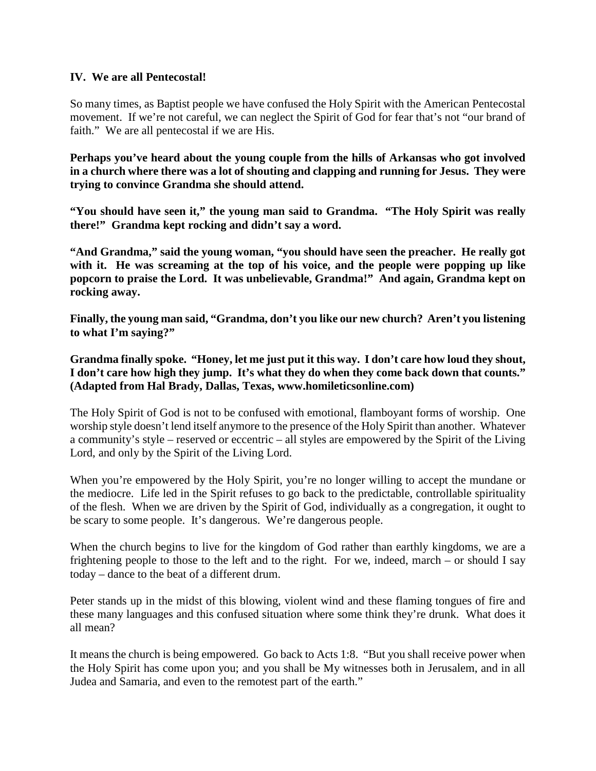**IV. We are all Pentecostal!**

So many times, as Baptist people we have confused the Holy Spirit with the American Pentecostal movement. If we're not careful, we can neglect the Spirit of God for fear that's not "our brand of faith." We are all pentecostal if we are His.

**Perhaps you've heard about the young couple from the hills of Arkansas who got involved in a church where there was a lot of shouting and clapping and running for Jesus. They were trying to convince Grandma she should attend.**

**"You should have seen it," the young man said to Grandma. "The Holy Spirit was really there!" Grandma kept rocking and didn't say a word.**

**"And Grandma," said the young woman, "you should have seen the preacher. He really got with it. He was screaming at the top of his voice, and the people were popping up like popcorn to praise the Lord. It was unbelievable, Grandma!" And again, Grandma kept on rocking away.**

**Finally, the young man said, "Grandma, don't you like our new church? Aren't you listening to what I'm saying?"**

**Grandma finally spoke. "Honey, let me just put it this way. I don't care how loud they shout, I don't care how high they jump. It's what they do when they come back down that counts." (Adapted from Hal Brady, Dallas, Texas, www.homileticsonline.com)**

The Holy Spirit of God is not to be confused with emotional, flamboyant forms of worship. One worship style doesn't lend itself anymore to the presence of the Holy Spirit than another. Whatever a community's style – reserved or eccentric – all styles are empowered by the Spirit of the Living Lord, and only by the Spirit of the Living Lord.

When you're empowered by the Holy Spirit, you're no longer willing to accept the mundane or the mediocre. Life led in the Spirit refuses to go back to the predictable, controllable spirituality of the flesh. When we are driven by the Spirit of God, individually as a congregation, it ought to be scary to some people. It's dangerous. We're dangerous people.

When the church begins to live for the kingdom of God rather than earthly kingdoms, we are a frightening people to those to the left and to the right. For we, indeed, march – or should I say today – dance to the beat of a different drum.

Peter stands up in the midst of this blowing, violent wind and these flaming tongues of fire and these many languages and this confused situation where some think they're drunk. What does it all mean?

It means the church is being empowered. Go back to Acts 1:8. "But you shall receive power when the Holy Spirit has come upon you; and you shall be My witnesses both in Jerusalem, and in all Judea and Samaria, and even to the remotest part of the earth."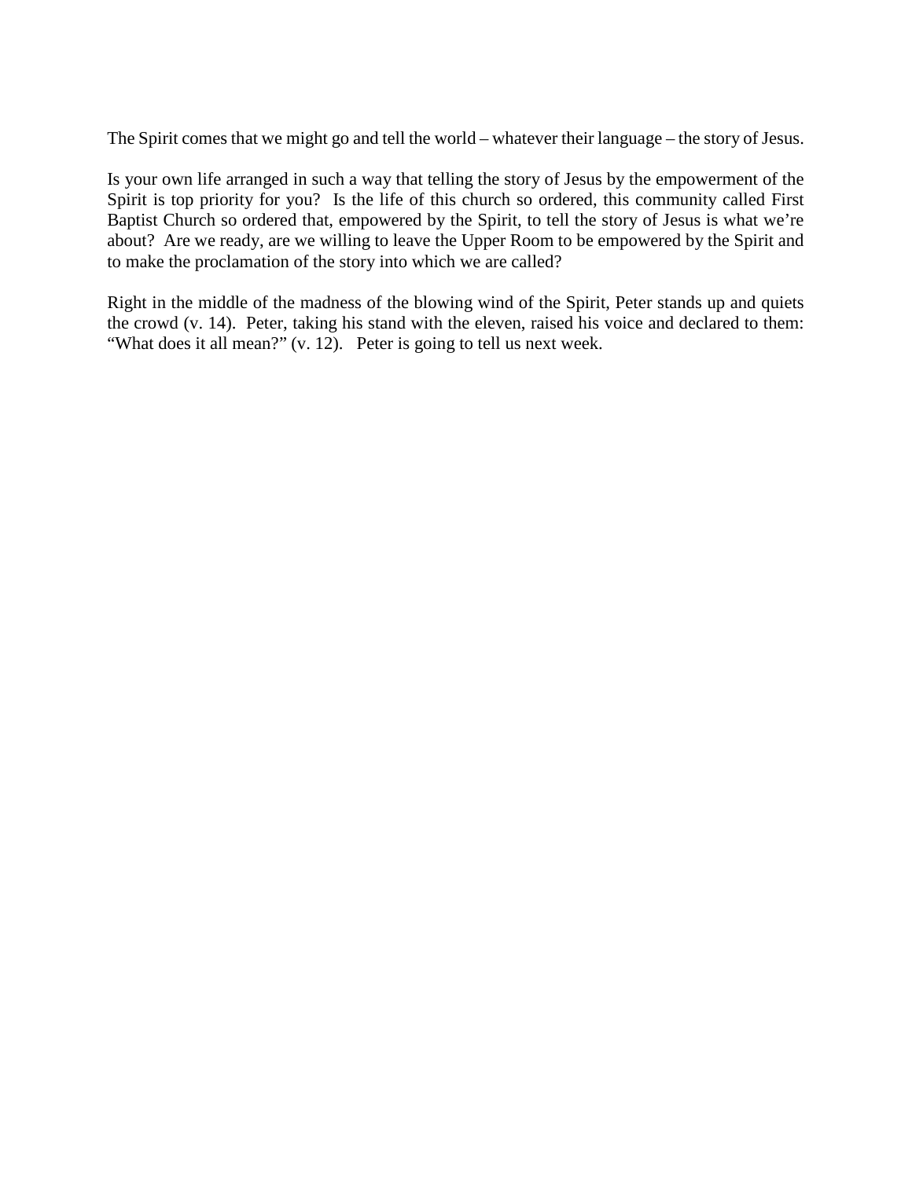The Spirit comes that we might go and tell the world – whatever their language – the story of Jesus.

Is your own life arranged in such a way that telling the story of Jesus by the empowerment of the Spirit is top priority for you? Is the life of this church so ordered, this community called First Baptist Church so ordered that, empowered by the Spirit, to tell the story of Jesus is what we're about? Are we ready, are we willing to leave the Upper Room to be empowered by the Spirit and to make the proclamation of the story into which we are called?

Right in the middle of the madness of the blowing wind of the Spirit, Peter stands up and quiets the crowd (v. 14). Peter, taking his stand with the eleven, raised his voice and declared to them: "What does it all mean?" (v. 12). Peter is going to tell us next week.